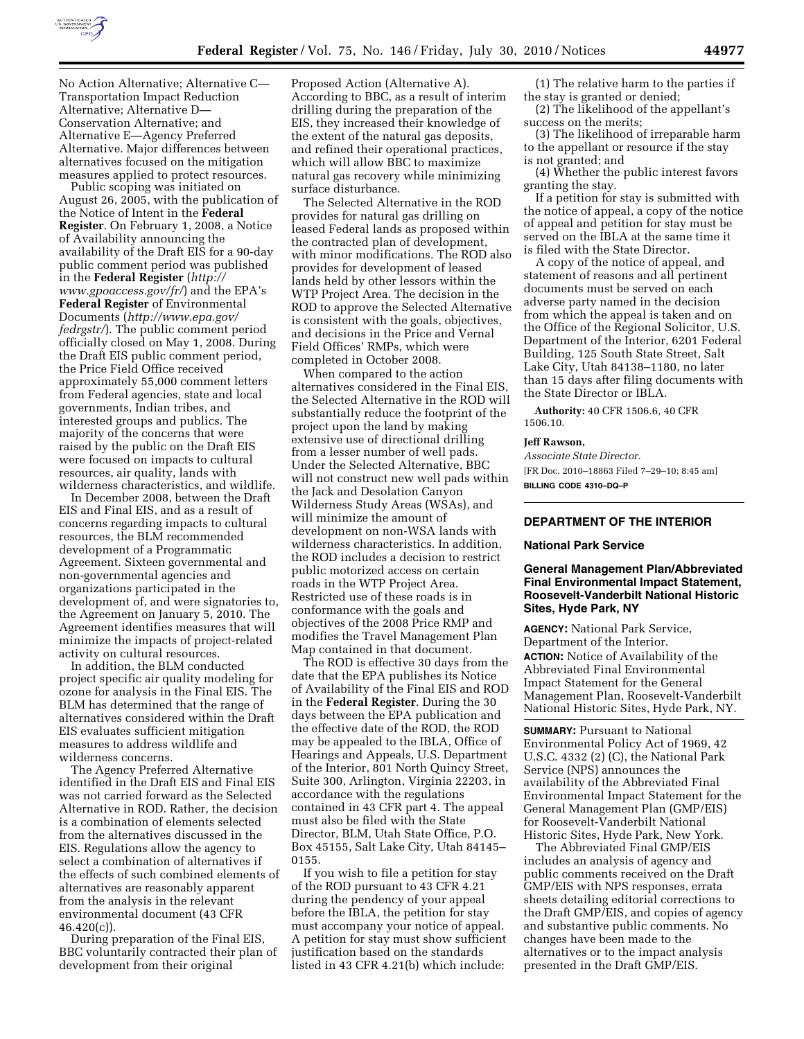No Action Alternative; Alternative C—Transportation Impact Reduction Alternative; Alternative D—Conservation Alternative; and Alternative E—Agency Preferred Alternative. Major differences between alternatives focused on the mitigation measures applied to protect resources.

Public scoping was initiated on August 26, 2005, with the publication of the Notice of Intent in the **Federal Register**. On February 1, 2008, a Notice of Availability announcing the availability of the Draft EIS for a 90-day public comment period was published in the **Federal Register** (*http://www.gpoaccess.gov/fr/*) and the EPA's **Federal Register** of Environmental Documents (*http://www.epa.gov/fedrgstr/*). The public comment period officially closed on May 1, 2008. During the Draft EIS public comment period, the Price Field Office received approximately 55,000 comment letters from Federal agencies, state and local governments, Indian tribes, and interested groups and publics. The majority of the concerns that were raised by the public on the Draft EIS were focused on impacts to cultural resources, air quality, lands with wilderness characteristics, and wildlife.

In December 2008, between the Draft EIS and Final EIS, and as a result of concerns regarding impacts to cultural resources, the BLM recommended development of a Programmatic Agreement. Sixteen governmental and non-governmental agencies and organizations participated in the development of, and were signatories to, the Agreement on January 5, 2010. The Agreement identifies measures that will minimize the impacts of project-related activity on cultural resources.

In addition, the BLM conducted project specific air quality modeling for ozone for analysis in the Final EIS. The BLM has determined that the range of alternatives considered within the Draft EIS evaluates sufficient mitigation measures to address wildlife and wilderness concerns.

The Agency Preferred Alternative identified in the Draft EIS and Final EIS was not carried forward as the Selected Alternative in ROD. Rather, the decision is a combination of elements selected from the alternatives discussed in the EIS. Regulations allow the agency to select a combination of alternatives if the effects of such combined elements of alternatives are reasonably apparent from the analysis in the relevant environmental document (43 CFR 46.420(c)).

During preparation of the Final EIS, BBC voluntarily contracted their plan of development from their original Proposed Action (Alternative A). According to BBC, as a result of interim drilling during the preparation of the EIS, they increased their knowledge of the extent of the natural gas deposits, and refined their operational practices, which will allow BBC to maximize natural gas recovery while minimizing surface disturbance.

The Selected Alternative in the ROD provides for natural gas drilling on leased Federal lands as proposed within the contracted plan of development, with minor modifications. The ROD also provides for development of leased lands held by other lessors within the WTP Project Area. The decision in the ROD to approve the Selected Alternative is consistent with the goals, objectives, and decisions in the Price and Vernal Field Offices' RMPs, which were completed in October 2008.

When compared to the action alternatives considered in the Final EIS, the Selected Alternative in the ROD will substantially reduce the footprint of the project upon the land by making extensive use of directional drilling from a lesser number of well pads. Under the Selected Alternative, BBC will not construct new well pads within the Jack and Desolation Canyon Wilderness Study Areas (WSAs), and will minimize the amount of development on non-WSA lands with wilderness characteristics. In addition, the ROD includes a decision to restrict public motorized access on certain roads in the WTP Project Area. Restricted use of these roads is in conformance with the goals and objectives of the 2008 Price RMP and modifies the Travel Management Plan Map contained in that document.

The ROD is effective 30 days from the date that the EPA publishes its Notice of Availability of the Final EIS and ROD in the **Federal Register**. During the 30 days between the EPA publication and the effective date of the ROD, the ROD may be appealed to the IBLA, Office of Hearings and Appeals, U.S. Department of the Interior, 801 North Quincy Street, Suite 300, Arlington, Virginia 22203, in accordance with the regulations contained in 43 CFR part 4. The appeal must also be filed with the State Director, BLM, Utah State Office, P.O. Box 45155, Salt Lake City, Utah 84145–0155.

If you wish to file a petition for stay of the ROD pursuant to 43 CFR 4.21 during the pendency of your appeal before the IBLA, the petition for stay must accompany your notice of appeal. A petition for stay must show sufficient justification based on the standards listed in 43 CFR 4.21(b) which include:

(1) The relative harm to the parties if the stay is granted or denied;

(2) The likelihood of the appellant's success on the merits;

(3) The likelihood of irreparable harm to the appellant or resource if the stay is not granted; and

(4) Whether the public interest favors granting the stay.

If a petition for stay is submitted with the notice of appeal, a copy of the notice of appeal and petition for stay must be served on the IBLA at the same time it is filed with the State Director.

A copy of the notice of appeal, and statement of reasons and all pertinent documents must be served on each adverse party named in the decision from which the appeal is taken and on the Office of the Regional Solicitor, U.S. Department of the Interior, 6201 Federal Building, 125 South State Street, Salt Lake City, Utah 84138–1180, no later than 15 days after filing documents with the State Director or IBLA.

**Authority:** 40 CFR 1506.6, 40 CFR 1506.10.

**Jeff Rawson,**

*Associate State Director.*

[FR Doc. 2010–18863 Filed 7–29–10; 8:45 am]

**BILLING CODE 4310–DQ–P**

---

## DEPARTMENT OF THE INTERIOR

### National Park Service

### General Management Plan/Abbreviated Final Environmental Impact Statement, Roosevelt-Vanderbilt National Historic Sites, Hyde Park, NY

**AGENCY:** National Park Service, Department of the Interior.

**ACTION:** Notice of Availability of the Abbreviated Final Environmental Impact Statement for the General Management Plan, Roosevelt-Vanderbilt National Historic Sites, Hyde Park, NY.

**SUMMARY:** Pursuant to National Environmental Policy Act of 1969, 42 U.S.C. 4332 (2) (C), the National Park Service (NPS) announces the availability of the Abbreviated Final Environmental Impact Statement for the General Management Plan (GMP/EIS) for Roosevelt-Vanderbilt National Historic Sites, Hyde Park, New York.

The Abbreviated Final GMP/EIS includes an analysis of agency and public comments received on the Draft GMP/EIS with NPS responses, errata sheets detailing editorial corrections to the Draft GMP/EIS, and copies of agency and substantive public comments. No changes have been made to the alternatives or to the impact analysis presented in the Draft GMP/EIS.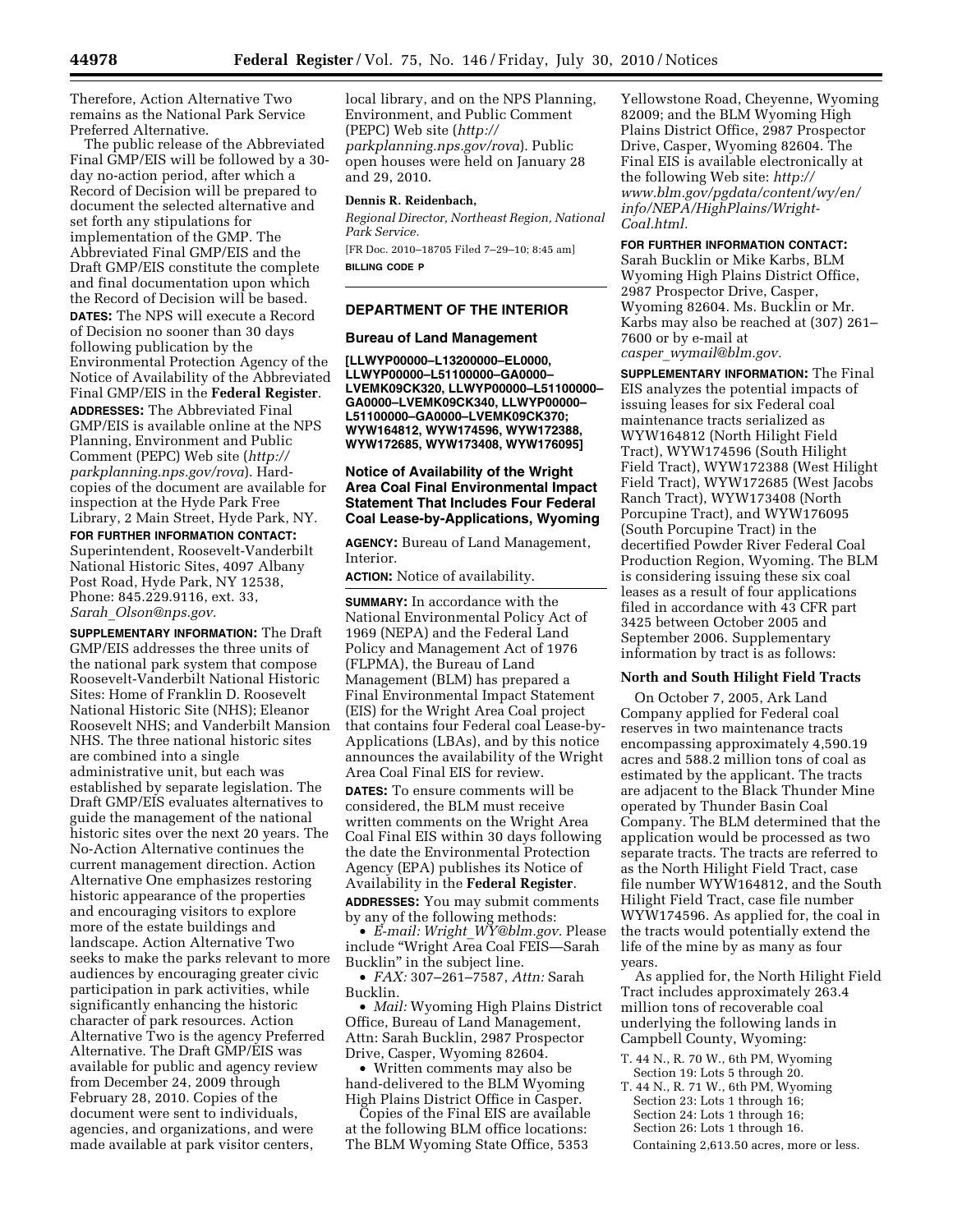Therefore, Action Alternative Two remains as the National Park Service Preferred Alternative.

The public release of the Abbreviated Final GMP/EIS will be followed by a 30-day no-action period, after which a Record of Decision will be prepared to document the selected alternative and set forth any stipulations for implementation of the GMP. The Abbreviated Final GMP/EIS and the Draft GMP/EIS constitute the complete and final documentation upon which the Record of Decision will be based.

**DATES:** The NPS will execute a Record of Decision no sooner than 30 days following publication by the Environmental Protection Agency of the Notice of Availability of the Abbreviated Final GMP/EIS in the **Federal Register**.

**ADDRESSES:** The Abbreviated Final GMP/EIS is available online at the NPS Planning, Environment and Public Comment (PEPC) Web site (*http://parkplanning.nps.gov/rova*). Hard-copies of the document are available for inspection at the Hyde Park Free Library, 2 Main Street, Hyde Park, NY.

**FOR FURTHER INFORMATION CONTACT:** Superintendent, Roosevelt-Vanderbilt National Historic Sites, 4097 Albany Post Road, Hyde Park, NY 12538, Phone: 845.229.9116, ext. 33, *Sarah_Olson@nps.gov.*

**SUPPLEMENTARY INFORMATION:** The Draft GMP/EIS addresses the three units of the national park system that compose Roosevelt-Vanderbilt National Historic Sites: Home of Franklin D. Roosevelt National Historic Site (NHS); Eleanor Roosevelt NHS; and Vanderbilt Mansion NHS. The three national historic sites are combined into a single administrative unit, but each was established by separate legislation. The Draft GMP/EIS evaluates alternatives to guide the management of the national historic sites over the next 20 years. The No-Action Alternative continues the current management direction. Action Alternative One emphasizes restoring historic appearance of the properties and encouraging visitors to explore more of the estate buildings and landscape. Action Alternative Two seeks to make the parks relevant to more audiences by encouraging greater civic participation in park activities, while significantly enhancing the historic character of park resources. Action Alternative Two is the agency Preferred Alternative. The Draft GMP/EIS was available for public and agency review from December 24, 2009 through February 28, 2010. Copies of the document were sent to individuals, agencies, and organizations, and were made available at park visitor centers, local library, and on the NPS Planning, Environment, and Public Comment (PEPC) Web site (*http://parkplanning.nps.gov/rova*). Public open houses were held on January 28 and 29, 2010.

**Dennis R. Reidenbach,**

*Regional Director, Northeast Region, National Park Service.*

[FR Doc. 2010–18705 Filed 7–29–10; 8:45 am]

**BILLING CODE P**

## DEPARTMENT OF THE INTERIOR

### Bureau of Land Management

**[LLWYP00000–L13200000–EL0000, LLWYP00000–L51100000–GA0000–LVEMK09CK320, LLWYP00000–L51100000–GA0000–LVEMK09CK340, LLWYP00000–L51100000–GA0000–LVEMK09CK370; WYW164812, WYW174596, WYW172388, WYW172685, WYW173408, WYW176095]**

### Notice of Availability of the Wright Area Coal Final Environmental Impact Statement That Includes Four Federal Coal Lease-by-Applications, Wyoming

**AGENCY:** Bureau of Land Management, Interior.

**ACTION:** Notice of availability.

**SUMMARY:** In accordance with the National Environmental Policy Act of 1969 (NEPA) and the Federal Land Policy and Management Act of 1976 (FLPMA), the Bureau of Land Management (BLM) has prepared a Final Environmental Impact Statement (EIS) for the Wright Area Coal project that contains four Federal coal Lease-by-Applications (LBAs), and by this notice announces the availability of the Wright Area Coal Final EIS for review.

**DATES:** To ensure comments will be considered, the BLM must receive written comments on the Wright Area Coal Final EIS within 30 days following the date the Environmental Protection Agency (EPA) publishes its Notice of Availability in the **Federal Register**.

**ADDRESSES:** You may submit comments by any of the following methods:

- *E-mail: Wright_WY@blm.gov.* Please include "Wright Area Coal FEIS—Sarah Bucklin" in the subject line.
- *FAX:* 307–261–7587, *Attn:* Sarah Bucklin.
- *Mail:* Wyoming High Plains District Office, Bureau of Land Management, Attn: Sarah Bucklin, 2987 Prospector Drive, Casper, Wyoming 82604.
- Written comments may also be hand-delivered to the BLM Wyoming High Plains District Office in Casper.

Copies of the Final EIS are available at the following BLM office locations: The BLM Wyoming State Office, 5353 Yellowstone Road, Cheyenne, Wyoming 82009; and the BLM Wyoming High Plains District Office, 2987 Prospector Drive, Casper, Wyoming 82604. The Final EIS is available electronically at the following Web site: *http://www.blm.gov/pgdata/content/wy/en/info/NEPA/HighPlains/Wright-Coal.html.*

**FOR FURTHER INFORMATION CONTACT:** Sarah Bucklin or Mike Karbs, BLM Wyoming High Plains District Office, 2987 Prospector Drive, Casper, Wyoming 82604. Ms. Bucklin or Mr. Karbs may also be reached at (307) 261–7600 or by e-mail at *casper_wymail@blm.gov.*

**SUPPLEMENTARY INFORMATION:** The Final EIS analyzes the potential impacts of issuing leases for six Federal coal maintenance tracts serialized as WYW164812 (North Hilight Field Tract), WYW174596 (South Hilight Field Tract), WYW172388 (West Hilight Field Tract), WYW172685 (West Jacobs Ranch Tract), WYW173408 (North Porcupine Tract), and WYW176095 (South Porcupine Tract) in the decertified Powder River Federal Coal Production Region, Wyoming. The BLM is considering issuing these six coal leases as a result of four applications filed in accordance with 43 CFR part 3425 between October 2005 and September 2006. Supplementary information by tract is as follows:

**North and South Hilight Field Tracts**

On October 7, 2005, Ark Land Company applied for Federal coal reserves in two maintenance tracts encompassing approximately 4,590.19 acres and 588.2 million tons of coal as estimated by the applicant. The tracts are adjacent to the Black Thunder Mine operated by Thunder Basin Coal Company. The BLM determined that the application would be processed as two separate tracts. The tracts are referred to as the North Hilight Field Tract, case file number WYW164812, and the South Hilight Field Tract, case file number WYW174596. As applied for, the coal in the tracts would potentially extend the life of the mine by as many as four years.

As applied for, the North Hilight Field Tract includes approximately 263.4 million tons of recoverable coal underlying the following lands in Campbell County, Wyoming:

T. 44 N., R. 70 W., 6th PM, Wyoming
Section 19: Lots 5 through 20.
T. 44 N., R. 71 W., 6th PM, Wyoming
Section 23: Lots 1 through 16;
Section 24: Lots 1 through 16;
Section 26: Lots 1 through 16.
Containing 2,613.50 acres, more or less.